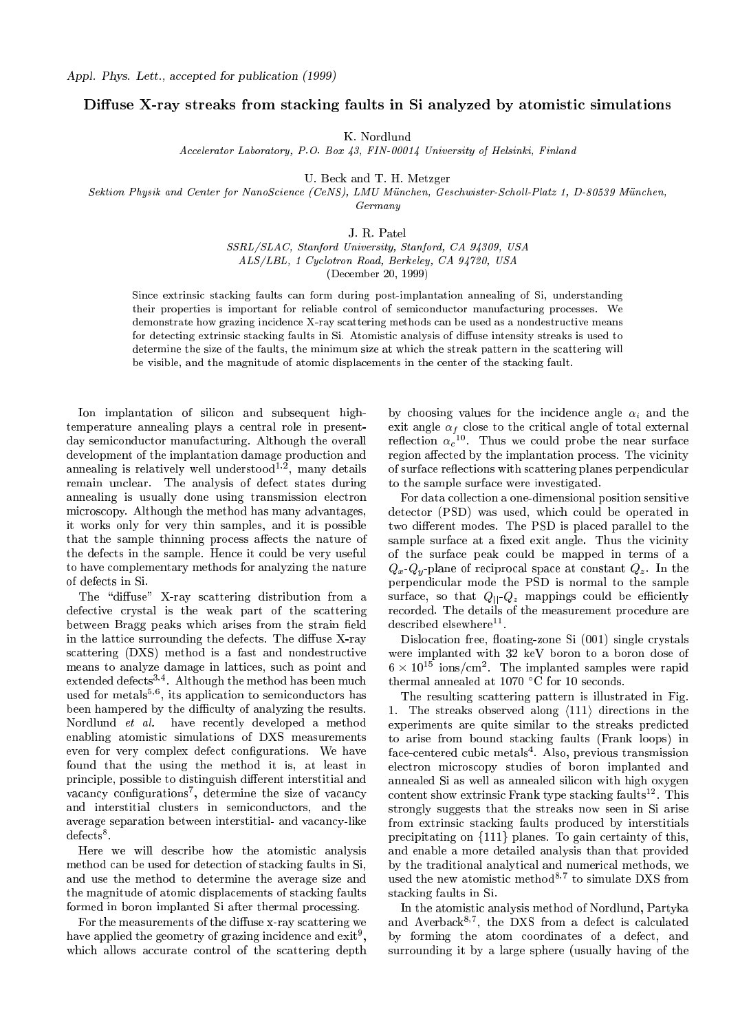*Appl. Phys. Lett., accepted for publication (1999)*

# Diffuse X-ray streaks from stacking faults in Si analyzed by atomistic simulations

K. Nordlund

*Accelerator Laboratory, P.O. Box 43, FIN-00014 University of Helsinki, Finland*

U. Beck and T. H. Metzger

*Sektion Physik and Center for NanoScience (CeNS), LMU München, Geschwister-Scholl-Platz 1, D-80539 München, Germany*

J. R. Patel

*SSRL/SLAC, Stanford University, Stanford, CA 94309, USA*
*ALS/LBL, 1 Cyclotron Road, Berkeley, CA 94720, USA*

(December 20, 1999)

Since extrinsic stacking faults can form during post-implantation annealing of Si, understanding their properties is important for reliable control of semiconductor manufacturing processes. We demonstrate how grazing incidence X-ray scattering methods can be used as a nondestructive means for detecting extrinsic stacking faults in Si. Atomistic analysis of diffuse intensity streaks is used to determine the size of the faults, the minimum size at which the streak pattern in the scattering will be visible, and the magnitude of atomic displacements in the center of the stacking fault.

Ion implantation of silicon and subsequent high-temperature annealing plays a central role in present-day semiconductor manufacturing. Although the overall development of the implantation damage production and annealing is relatively well understood[1,2], many details remain unclear. The analysis of defect states during annealing is usually done using transmission electron microscopy. Although the method has many advantages, it works only for very thin samples, and it is possible that the sample thinning process affects the nature of the defects in the sample. Hence it could be very useful to have complementary methods for analyzing the nature of defects in Si.

The "diffuse" X-ray scattering distribution from a defective crystal is the weak part of the scattering between Bragg peaks which arises from the strain field in the lattice surrounding the defects. The diffuse X-ray scattering (DXS) method is a fast and nondestructive means to analyze damage in lattices, such as point and extended defects[3,4]. Although the method has been much used for metals[5,6], its application to semiconductors has been hampered by the difficulty of analyzing the results. Nordlund *et al.* have recently developed a method enabling atomistic simulations of DXS measurements even for very complex defect configurations. We have found that the using the method it is, at least in principle, possible to distinguish different interstitial and vacancy configurations[7], determine the size of vacancy and interstitial clusters in semiconductors, and the average separation between interstitial- and vacancy-like defects[8].

Here we will describe how the atomistic analysis method can be used for detection of stacking faults in Si, and use the method to determine the average size and the magnitude of atomic displacements of stacking faults formed in boron implanted Si after thermal processing.

For the measurements of the diffuse x-ray scattering we have applied the geometry of grazing incidence and exit[9], which allows accurate control of the scattering depth by choosing values for the incidence angle $\alpha_i$ and the exit angle $\alpha_f$ close to the critical angle of total external reflection $\alpha_c$[10]. Thus we could probe the near surface region affected by the implantation process. The vicinity of surface reflections with scattering planes perpendicular to the sample surface were investigated.

For data collection a one-dimensional position sensitive detector (PSD) was used, which could be operated in two different modes. The PSD is placed parallel to the sample surface at a fixed exit angle. Thus the vicinity of the surface peak could be mapped in terms of a $Q_x$-$Q_y$-plane of reciprocal space at constant $Q_z$. In the perpendicular mode the PSD is normal to the sample surface, so that $Q_{||}$-$Q_z$ mappings could be efficiently recorded. The details of the measurement procedure are described elsewhere[11].

Dislocation free, floating-zone Si (001) single crystals were implanted with 32 keV boron to a boron dose of $6 \times 10^{15}$ ions/cm$^2$. The implanted samples were rapid thermal annealed at 1070 °C for 10 seconds.

The resulting scattering pattern is illustrated in Fig. 1. The streaks observed along $\langle 111 \rangle$ directions in the experiments are quite similar to the streaks predicted to arise from bound stacking faults (Frank loops) in face-centered cubic metals[4]. Also, previous transmission electron microscopy studies of boron implanted and annealed Si as well as annealed silicon with high oxygen content show extrinsic Frank type stacking faults[12]. This strongly suggests that the streaks now seen in Si arise from extrinsic stacking faults produced by interstitials precipitating on $\{111\}$ planes. To gain certainty of this, and enable a more detailed analysis than that provided by the traditional analytical and numerical methods, we used the new atomistic method[8,7] to simulate DXS from stacking faults in Si.

In the atomistic analysis method of Nordlund, Partyka and Averback[8,7], the DXS from a defect is calculated by forming the atom coordinates of a defect, and surrounding it by a large sphere (usually having of the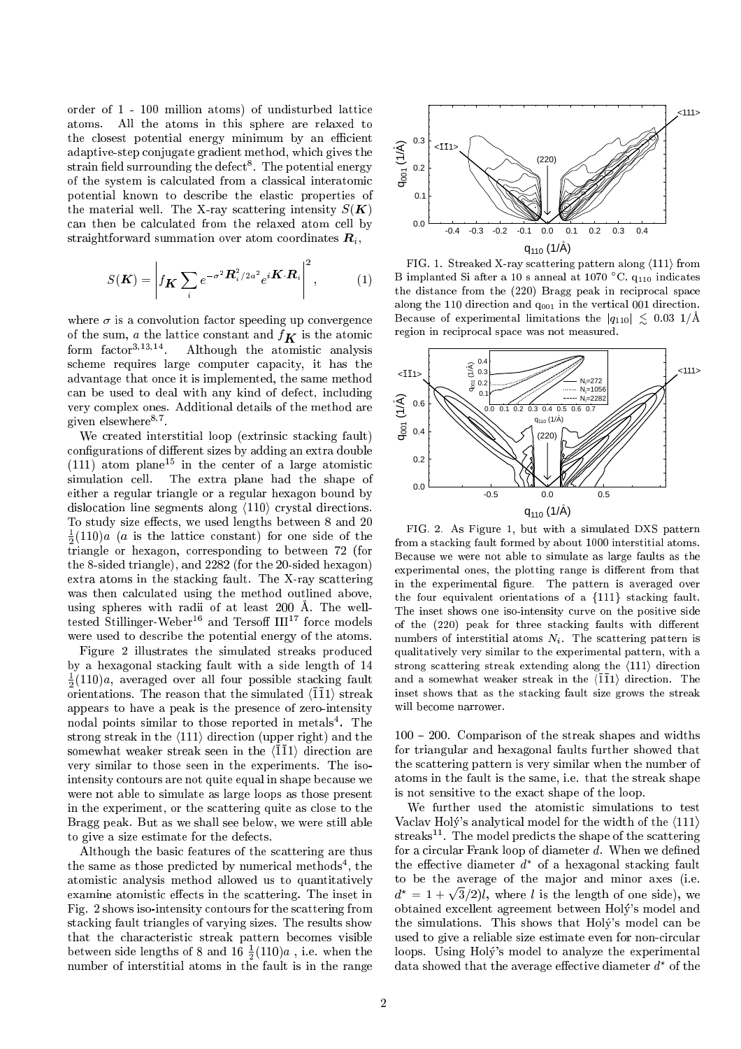order of 1 - 100 million atoms) of undisturbed lattice atoms. All the atoms in this sphere are relaxed to the closest potential energy minimum by an efficient adaptive-step conjugate gradient method, which gives the strain field surrounding the defect[8]. The potential energy of the system is calculated from a classical interatomic potential known to describe the elastic properties of the material well. The X-ray scattering intensity $S(\boldsymbol{K})$ can then be calculated from the relaxed atom cell by straightforward summation over atom coordinates $\boldsymbol{R}_i$,

$$S(\boldsymbol{K}) = \left| f_{\boldsymbol{K}} \sum_i e^{-\sigma^2 \boldsymbol{R}_i^2/2a^2} e^{i\boldsymbol{K}\cdot\boldsymbol{R}_i} \right|^2, \qquad (1)$$

where $\sigma$ is a convolution factor speeding up convergence of the sum, $a$ the lattice constant and $f_{\boldsymbol{K}}$ is the atomic form factor[3,13,14]. Although the atomistic analysis scheme requires large computer capacity, it has the advantage that once it is implemented, the same method can be used to deal with any kind of defect, including very complex ones. Additional details of the method are given elsewhere[8,7].

We created interstitial loop (extrinsic stacking fault) configurations of different sizes by adding an extra double (111) atom plane[15] in the center of a large atomistic simulation cell. The extra plane had the shape of either a regular triangle or a regular hexagon bound by dislocation line segments along $\langle 110 \rangle$ crystal directions. To study size effects, we used lengths between 8 and 20 $\frac{1}{2}(110)a$ ($a$ is the lattice constant) for one side of the triangle or hexagon, corresponding to between 72 (for the 8-sided triangle), and 2282 (for the 20-sided hexagon) extra atoms in the stacking fault. The X-ray scattering was then calculated using the method outlined above, using spheres with radii of at least 200 Å. The well-tested Stillinger-Weber[16] and Tersoff III[17] force models were used to describe the potential energy of the atoms.

Figure 2 illustrates the simulated streaks produced by a hexagonal stacking fault with a side length of 14 $\frac{1}{2}(110)a$, averaged over all four possible stacking fault orientations. The reason that the simulated $\langle \bar{1}\bar{1}1 \rangle$ streak appears to have a peak is the presence of zero-intensity nodal points similar to those reported in metals[4]. The strong streak in the $\langle 111 \rangle$ direction (upper right) and the somewhat weaker streak seen in the $\langle \bar{1}\bar{1}1 \rangle$ direction are very similar to those seen in the experiments. The iso-intensity contours are not quite equal in shape because we were not able to simulate as large loops as those present in the experiment, or the scattering quite as close to the Bragg peak. But as we shall see below, we were still able to give a size estimate for the defects.

Although the basic features of the scattering are thus the same as those predicted by numerical methods[4], the atomistic analysis method allowed us to quantitatively examine atomistic effects in the scattering. The inset in Fig. 2 shows iso-intensity contours for the scattering from stacking fault triangles of varying sizes. The results show that the characteristic streak pattern becomes visible between side lengths of 8 and 16 $\frac{1}{2}(110)a$ , i.e. when the number of interstitial atoms in the fault is in the range 100 – 200. Comparison of the streak shapes and widths for triangular and hexagonal faults further showed that the scattering pattern is very similar when the number of atoms in the fault is the same, i.e. that the streak shape is not sensitive to the exact shape of the loop.

FIG. 1. Streaked X-ray scattering pattern along $\langle 111 \rangle$ from B implanted Si after a 10 s anneal at 1070 °C. $q_{110}$ indicates the distance from the (220) Bragg peak in reciprocal space along the 110 direction and $q_{001}$ in the vertical 001 direction. Because of experimental limitations the $|q_{110}| \lesssim 0.03$ 1/Å region in reciprocal space was not measured.

FIG. 2. As Figure 1, but with a simulated DXS pattern from a stacking fault formed by about 1000 interstitial atoms. Because we were not able to simulate as large faults as the experimental ones, the plotting range is different from that in the experimental figure. The pattern is averaged over the four equivalent orientations of a {111} stacking fault. The inset shows one iso-intensity curve on the positive side of the (220) peak for three stacking faults with different numbers of interstitial atoms $N_i$. The scattering pattern is qualitatively very similar to the experimental pattern, with a strong scattering streak extending along the $\langle 111 \rangle$ direction and a somewhat weaker streak in the $\langle \bar{1}\bar{1}1 \rangle$ direction. The inset shows that as the stacking fault size grows the streak will become narrower.

We further used the atomistic simulations to test Vaclav Holý's analytical model for the width of the $\langle 111 \rangle$ streaks[11]. The model predicts the shape of the scattering for a circular Frank loop of diameter $d$. When we defined the effective diameter $d^\star$ of a hexagonal stacking fault to be the average of the major and minor axes (i.e. $d^\star = 1 + \sqrt{3}/2)l$, where $l$ is the length of one side), we obtained excellent agreement between Holý's model and the simulations. This shows that Holý's model can be used to give a reliable size estimate even for non-circular loops. Using Holý's model to analyze the experimental data showed that the average effective diameter $d^\star$ of the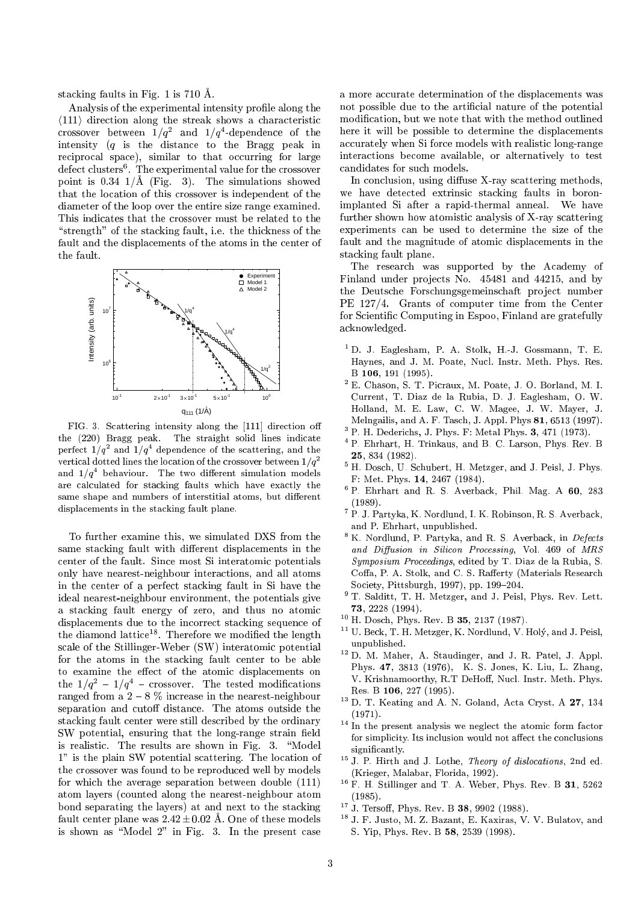stacking faults in Fig. 1 is 710 Å.

Analysis of the experimental intensity profile along the $\langle 111 \rangle$ direction along the streak shows a characteristic crossover between $1/q^2$ and $1/q^4$-dependence of the intensity ($q$ is the distance to the Bragg peak in reciprocal space), similar to that occurring for large defect clusters[6]. The experimental value for the crossover point is 0.34 1/Å (Fig. 3). The simulations showed that the location of this crossover is independent of the diameter of the loop over the entire size range examined. This indicates that the crossover must be related to the "strength" of the stacking fault, i.e. the thickness of the fault and the displacements of the atoms in the center of the fault.

Experiment
Model 1
Model 2
Intensity (arb. units)
$10^7$
$10^6$
$1/q^4$
$1/q^4$
$1/q^2$
$10^{-1}$
$2\times10^{-1}$
$3\times10^{-1}$
$5\times10^{-1}$
$10^0$
$q_{111}$ (1/Å)

FIG. 3. Scattering intensity along the [111] direction off the (220) Bragg peak. The straight solid lines indicate perfect $1/q^2$ and $1/q^4$ dependence of the scattering, and the vertical dotted lines the location of the crossover between $1/q^2$ and $1/q^4$ behaviour. The two different simulation models are calculated for stacking faults which have exactly the same shape and numbers of interstitial atoms, but different displacements in the stacking fault plane.

To further examine this, we simulated DXS from the same stacking fault with different displacements in the center of the fault. Since most Si interatomic potentials only have nearest-neighbour interactions, and all atoms in the center of a perfect stacking fault in Si have the ideal nearest-neighbour environment, the potentials give a stacking fault energy of zero, and thus no atomic displacements due to the incorrect stacking sequence of the diamond lattice[18]. Therefore we modified the length scale of the Stillinger-Weber (SW) interatomic potential for the atoms in the stacking fault center to be able to examine the effect of the atomic displacements on the $1/q^2 - 1/q^4$ – crossover. The tested modifications ranged from a 2 – 8 % increase in the nearest-neighbour separation and cutoff distance. The atoms outside the stacking fault center were still described by the ordinary SW potential, ensuring that the long-range strain field is realistic. The results are shown in Fig. 3. "Model 1" is the plain SW potential scattering. The location of the crossover was found to be reproduced well by models for which the average separation between double (111) atom layers (counted along the nearest-neighbour atom bond separating the layers) at and next to the stacking fault center plane was $2.42 \pm 0.02$ Å. One of these models is shown as "Model 2" in Fig. 3. In the present case a more accurate determination of the displacements was not possible due to the artificial nature of the potential modification, but we note that with the method outlined here it will be possible to determine the displacements accurately when Si force models with realistic long-range interactions become available, or alternatively to test candidates for such models.

In conclusion, using diffuse X-ray scattering methods, we have detected extrinsic stacking faults in boron-implanted Si after a rapid-thermal anneal. We have further shown how atomistic analysis of X-ray scattering experiments can be used to determine the size of the fault and the magnitude of atomic displacements in the stacking fault plane.

The research was supported by the Academy of Finland under projects No. 45481 and 44215, and by the Deutsche Forschungsgemeinschaft project number PE 127/4. Grants of computer time from the Center for Scientific Computing in Espoo, Finland are gratefully acknowledged.

[1] D. J. Eaglesham, P. A. Stolk, H.-J. Gossmann, T. E. Haynes, and J. M. Poate, Nucl. Instr. Meth. Phys. Res. B **106**, 191 (1995).

[2] E. Chason, S. T. Picraux, M. Poate, J. O. Borland, M. I. Current, T. Diaz de la Rubia, D. J. Eaglesham, O. W. Holland, M. E. Law, C. W. Magee, J. W. Mayer, J. Melngailis, and A. F. Tasch, J. Appl. Phys **81**, 6513 (1997).

[3] P. H. Dederichs, J. Phys. F: Metal Phys. **3**, 471 (1973).

[4] P. Ehrhart, H. Trinkaus, and B. C. Larson, Phys. Rev. B **25**, 834 (1982).

[5] H. Dosch, U. Schubert, H. Metzger, and J. Peisl, J. Phys. F: Met. Phys. **14**, 2467 (1984).

[6] P. Ehrhart and R. S. Averback, Phil. Mag. A **60**, 283 (1989).

[7] P. J. Partyka, K. Nordlund, I. K. Robinson, R. S. Averback, and P. Ehrhart, unpublished.

[8] K. Nordlund, P. Partyka, and R. S. Averback, in *Defects and Diffusion in Silicon Processing*, Vol. 469 of *MRS Symposium Proceedings*, edited by T. Diaz de la Rubia, S. Coffa, P. A. Stolk, and C. S. Rafferty (Materials Research Society, Pittsburgh, 1997), pp. 199–204.

[9] T. Salditt, T. H. Metzger, and J. Peisl, Phys. Rev. Lett. **73**, 2228 (1994).

[10] H. Dosch, Phys. Rev. B **35**, 2137 (1987).

[11] U. Beck, T. H. Metzger, K. Nordlund, V. Holý, and J. Peisl, unpublished.

[12] D. M. Maher, A. Staudinger, and J. R. Patel, J. Appl. Phys. **47**, 3813 (1976), K. S. Jones, K. Liu, L. Zhang, V. Krishnamoorthy, R.T DeHoff, Nucl. Instr. Meth. Phys. Res. B **106**, 227 (1995).

[13] D. T. Keating and A. N. Goland, Acta Cryst. A **27**, 134 (1971).

[14] In the present analysis we neglect the atomic form factor for simplicity. Its inclusion would not affect the conclusions significantly.

[15] J. P. Hirth and J. Lothe, *Theory of dislocations*, 2nd ed. (Krieger, Malabar, Florida, 1992).

[16] F. H. Stillinger and T. A. Weber, Phys. Rev. B **31**, 5262 (1985).

[17] J. Tersoff, Phys. Rev. B **38**, 9902 (1988).

[18] J. F. Justo, M. Z. Bazant, E. Kaxiras, V. V. Bulatov, and S. Yip, Phys. Rev. B **58**, 2539 (1998).